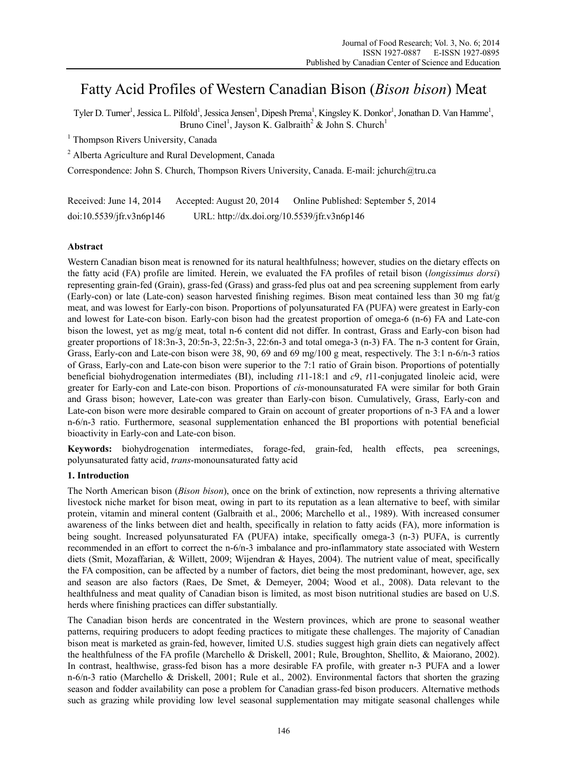# Fatty Acid Profiles of Western Canadian Bison (*Bison bison*) Meat

Tyler D. Turner[1], Jessica L. Pilfold[1], Jessica Jensen[1], Dipesh Prema[1], Kingsley K. Donkor[1], Jonathan D. Van Hamme[1], Bruno Cinel[1], Jayson K. Galbraith[2] & John S. Church[1]

[1] Thompson Rivers University, Canada

[2] Alberta Agriculture and Rural Development, Canada

Correspondence: John S. Church, Thompson Rivers University, Canada. E-mail: jchurch@tru.ca

Received: June 14, 2014    Accepted: August 20, 2014    Online Published: September 5, 2014

doi:10.5539/jfr.v3n6p146    URL: http://dx.doi.org/10.5539/jfr.v3n6p146

## Abstract

Western Canadian bison meat is renowned for its natural healthfulness; however, studies on the dietary effects on the fatty acid (FA) profile are limited. Herein, we evaluated the FA profiles of retail bison (*longissimus dorsi*) representing grain-fed (Grain), grass-fed (Grass) and grass-fed plus oat and pea screening supplement from early (Early-con) or late (Late-con) season harvested finishing regimes. Bison meat contained less than 30 mg fat/g meat, and was lowest for Early-con bison. Proportions of polyunsaturated FA (PUFA) were greatest in Early-con and lowest for Late-con bison. Early-con bison had the greatest proportion of omega-6 (n-6) FA and Late-con bison the lowest, yet as mg/g meat, total n-6 content did not differ. In contrast, Grass and Early-con bison had greater proportions of 18:3n-3, 20:5n-3, 22:5n-3, 22:6n-3 and total omega-3 (n-3) FA. The n-3 content for Grain, Grass, Early-con and Late-con bison were 38, 90, 69 and 69 mg/100 g meat, respectively. The 3:1 n-6/n-3 ratios of Grass, Early-con and Late-con bison were superior to the 7:1 ratio of Grain bison. Proportions of potentially beneficial biohydrogenation intermediates (BI), including *t*11-18:1 and *c*9, *t*11-conjugated linoleic acid, were greater for Early-con and Late-con bison. Proportions of *cis*-monounsaturated FA were similar for both Grain and Grass bison; however, Late-con was greater than Early-con bison. Cumulatively, Grass, Early-con and Late-con bison were more desirable compared to Grain on account of greater proportions of n-3 FA and a lower n-6/n-3 ratio. Furthermore, seasonal supplementation enhanced the BI proportions with potential beneficial bioactivity in Early-con and Late-con bison.

**Keywords:** biohydrogenation intermediates, forage-fed, grain-fed, health effects, pea screenings, polyunsaturated fatty acid, *trans*-monounsaturated fatty acid

## 1. Introduction

The North American bison (*Bison bison*), once on the brink of extinction, now represents a thriving alternative livestock niche market for bison meat, owing in part to its reputation as a lean alternative to beef, with similar protein, vitamin and mineral content (Galbraith et al., 2006; Marchello et al., 1989). With increased consumer awareness of the links between diet and health, specifically in relation to fatty acids (FA), more information is being sought. Increased polyunsaturated FA (PUFA) intake, specifically omega-3 (n-3) PUFA, is currently recommended in an effort to correct the n-6/n-3 imbalance and pro-inflammatory state associated with Western diets (Smit, Mozaffarian, & Willett, 2009; Wijendran & Hayes, 2004). The nutrient value of meat, specifically the FA composition, can be affected by a number of factors, diet being the most predominant, however, age, sex and season are also factors (Raes, De Smet, & Demeyer, 2004; Wood et al., 2008). Data relevant to the healthfulness and meat quality of Canadian bison is limited, as most bison nutritional studies are based on U.S. herds where finishing practices can differ substantially.

The Canadian bison herds are concentrated in the Western provinces, which are prone to seasonal weather patterns, requiring producers to adopt feeding practices to mitigate these challenges. The majority of Canadian bison meat is marketed as grain-fed, however, limited U.S. studies suggest high grain diets can negatively affect the healthfulness of the FA profile (Marchello & Driskell, 2001; Rule, Broughton, Shellito, & Maiorano, 2002). In contrast, healthwise, grass-fed bison has a more desirable FA profile, with greater n-3 PUFA and a lower n-6/n-3 ratio (Marchello & Driskell, 2001; Rule et al., 2002). Environmental factors that shorten the grazing season and fodder availability can pose a problem for Canadian grass-fed bison producers. Alternative methods such as grazing while providing low level seasonal supplementation may mitigate seasonal challenges while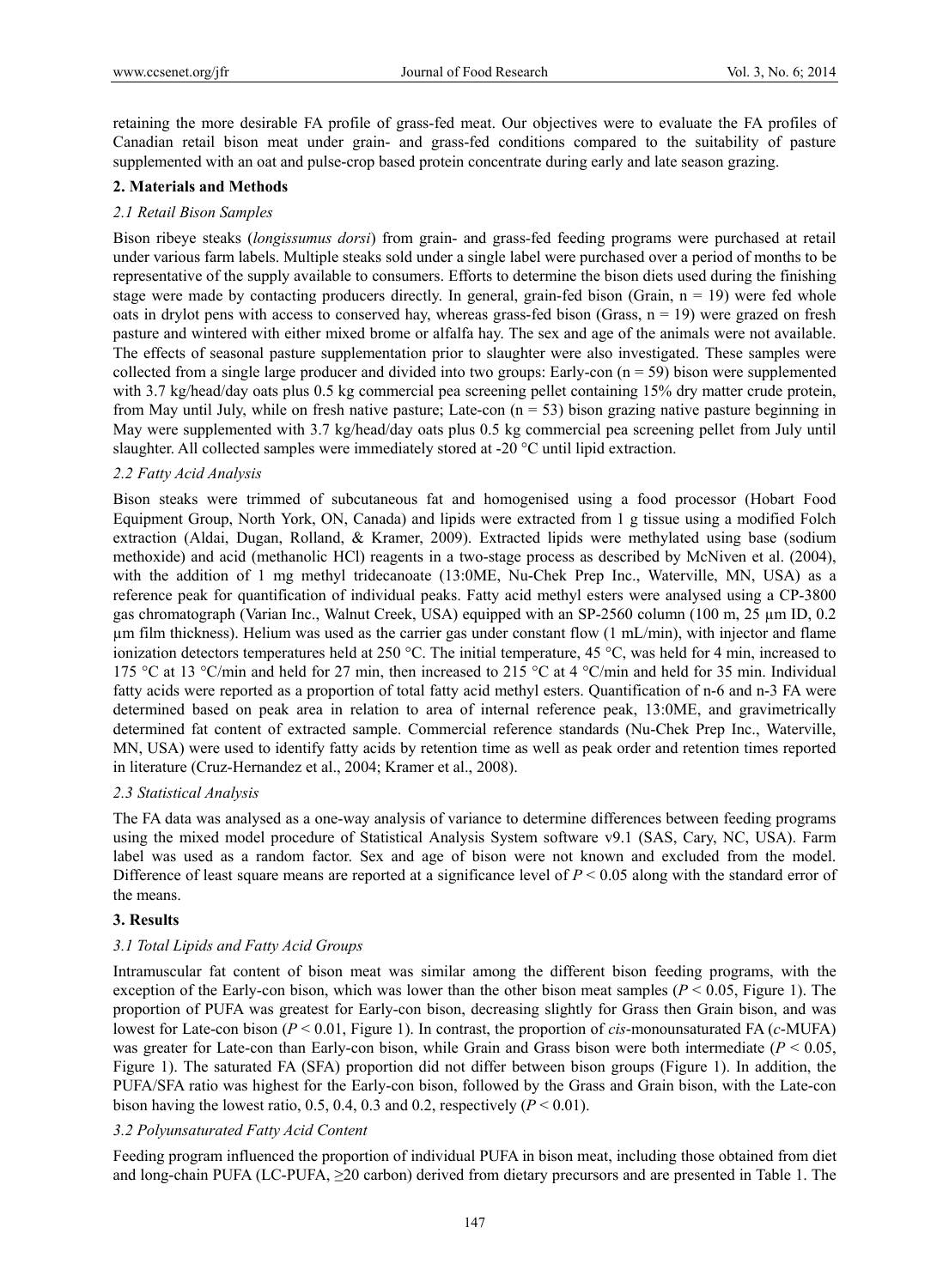retaining the more desirable FA profile of grass-fed meat. Our objectives were to evaluate the FA profiles of Canadian retail bison meat under grain- and grass-fed conditions compared to the suitability of pasture supplemented with an oat and pulse-crop based protein concentrate during early and late season grazing.

## 2. Materials and Methods

### *2.1 Retail Bison Samples*

Bison ribeye steaks (*longissumus dorsi*) from grain- and grass-fed feeding programs were purchased at retail under various farm labels. Multiple steaks sold under a single label were purchased over a period of months to be representative of the supply available to consumers. Efforts to determine the bison diets used during the finishing stage were made by contacting producers directly. In general, grain-fed bison (Grain, n = 19) were fed whole oats in drylot pens with access to conserved hay, whereas grass-fed bison (Grass, n = 19) were grazed on fresh pasture and wintered with either mixed brome or alfalfa hay. The sex and age of the animals were not available. The effects of seasonal pasture supplementation prior to slaughter were also investigated. These samples were collected from a single large producer and divided into two groups: Early-con (n = 59) bison were supplemented with 3.7 kg/head/day oats plus 0.5 kg commercial pea screening pellet containing 15% dry matter crude protein, from May until July, while on fresh native pasture; Late-con (n = 53) bison grazing native pasture beginning in May were supplemented with 3.7 kg/head/day oats plus 0.5 kg commercial pea screening pellet from July until slaughter. All collected samples were immediately stored at -20 °C until lipid extraction.

### *2.2 Fatty Acid Analysis*

Bison steaks were trimmed of subcutaneous fat and homogenised using a food processor (Hobart Food Equipment Group, North York, ON, Canada) and lipids were extracted from 1 g tissue using a modified Folch extraction (Aldai, Dugan, Rolland, & Kramer, 2009). Extracted lipids were methylated using base (sodium methoxide) and acid (methanolic HCl) reagents in a two-stage process as described by McNiven et al. (2004), with the addition of 1 mg methyl tridecanoate (13:0ME, Nu-Chek Prep Inc., Waterville, MN, USA) as a reference peak for quantification of individual peaks. Fatty acid methyl esters were analysed using a CP-3800 gas chromatograph (Varian Inc., Walnut Creek, USA) equipped with an SP-2560 column (100 m, 25 µm ID, 0.2 µm film thickness). Helium was used as the carrier gas under constant flow (1 mL/min), with injector and flame ionization detectors temperatures held at 250 °C. The initial temperature, 45 °C, was held for 4 min, increased to 175 °C at 13 °C/min and held for 27 min, then increased to 215 °C at 4 °C/min and held for 35 min. Individual fatty acids were reported as a proportion of total fatty acid methyl esters. Quantification of n-6 and n-3 FA were determined based on peak area in relation to area of internal reference peak, 13:0ME, and gravimetrically determined fat content of extracted sample. Commercial reference standards (Nu-Chek Prep Inc., Waterville, MN, USA) were used to identify fatty acids by retention time as well as peak order and retention times reported in literature (Cruz-Hernandez et al., 2004; Kramer et al., 2008).

### *2.3 Statistical Analysis*

The FA data was analysed as a one-way analysis of variance to determine differences between feeding programs using the mixed model procedure of Statistical Analysis System software v9.1 (SAS, Cary, NC, USA). Farm label was used as a random factor. Sex and age of bison were not known and excluded from the model. Difference of least square means are reported at a significance level of $P < 0.05$ along with the standard error of the means.

## 3. Results

### *3.1 Total Lipids and Fatty Acid Groups*

Intramuscular fat content of bison meat was similar among the different bison feeding programs, with the exception of the Early-con bison, which was lower than the other bison meat samples ($P < 0.05$, Figure 1). The proportion of PUFA was greatest for Early-con bison, decreasing slightly for Grass then Grain bison, and was lowest for Late-con bison ($P < 0.01$, Figure 1). In contrast, the proportion of *cis*-monounsaturated FA (*c*-MUFA) was greater for Late-con than Early-con bison, while Grain and Grass bison were both intermediate ($P < 0.05$, Figure 1). The saturated FA (SFA) proportion did not differ between bison groups (Figure 1). In addition, the PUFA/SFA ratio was highest for the Early-con bison, followed by the Grass and Grain bison, with the Late-con bison having the lowest ratio, 0.5, 0.4, 0.3 and 0.2, respectively ($P < 0.01$).

### *3.2 Polyunsaturated Fatty Acid Content*

Feeding program influenced the proportion of individual PUFA in bison meat, including those obtained from diet and long-chain PUFA (LC-PUFA, ≥20 carbon) derived from dietary precursors and are presented in Table 1. The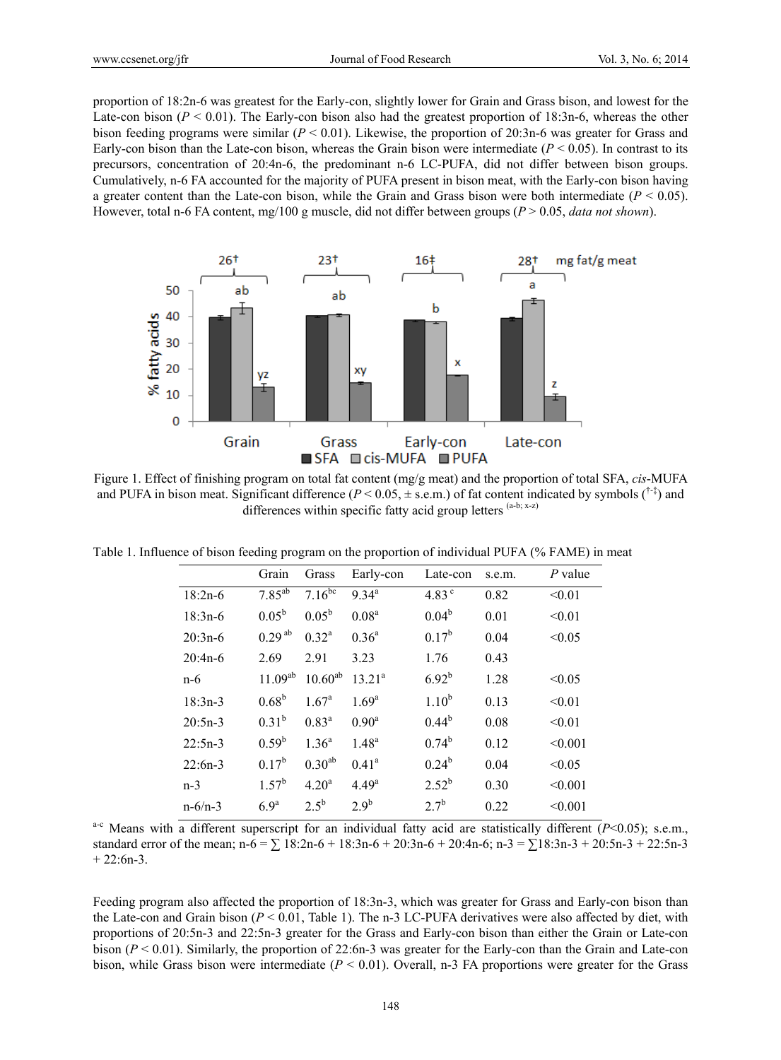proportion of 18:2n-6 was greatest for the Early-con, slightly lower for Grain and Grass bison, and lowest for the Late-con bison ($P < 0.01$). The Early-con bison also had the greatest proportion of 18:3n-6, whereas the other bison feeding programs were similar ($P < 0.01$). Likewise, the proportion of 20:3n-6 was greater for Grass and Early-con bison than the Late-con bison, whereas the Grain bison were intermediate ($P < 0.05$). In contrast to its precursors, concentration of 20:4n-6, the predominant n-6 LC-PUFA, did not differ between bison groups. Cumulatively, n-6 FA accounted for the majority of PUFA present in bison meat, with the Early-con bison having a greater content than the Late-con bison, while the Grain and Grass bison were both intermediate ($P < 0.05$). However, total n-6 FA content, mg/100 g muscle, did not differ between groups ($P > 0.05$, *data not shown*).

Figure 1. Effect of finishing program on total fat content (mg/g meat) and the proportion of total SFA, *cis*-MUFA and PUFA in bison meat. Significant difference ($P < 0.05$, ± s.e.m.) of fat content indicated by symbols (†-‡) and differences within specific fatty acid group letters [a-b; x-z]

Table 1. Influence of bison feeding program on the proportion of individual PUFA (% FAME) in meat

| | Grain | Grass | Early-con | Late-con | s.e.m. | *P* value |
|---|---|---|---|---|---|---|
| 18:2n-6 | $7.85^{ab}$ | $7.16^{bc}$ | $9.34^{a}$ | $4.83^{c}$ | 0.82 | <0.01 |
| 18:3n-6 | $0.05^{b}$ | $0.05^{b}$ | $0.08^{a}$ | $0.04^{b}$ | 0.01 | <0.01 |
| 20:3n-6 | $0.29^{ab}$ | $0.32^{a}$ | $0.36^{a}$ | $0.17^{b}$ | 0.04 | <0.05 |
| 20:4n-6 | 2.69 | 2.91 | 3.23 | 1.76 | 0.43 | |
| n-6 | $11.09^{ab}$ | $10.60^{ab}$ | $13.21^{a}$ | $6.92^{b}$ | 1.28 | <0.05 |
| 18:3n-3 | $0.68^{b}$ | $1.67^{a}$ | $1.69^{a}$ | $1.10^{b}$ | 0.13 | <0.01 |
| 20:5n-3 | $0.31^{b}$ | $0.83^{a}$ | $0.90^{a}$ | $0.44^{b}$ | 0.08 | <0.01 |
| 22:5n-3 | $0.59^{b}$ | $1.36^{a}$ | $1.48^{a}$ | $0.74^{b}$ | 0.12 | <0.001 |
| 22:6n-3 | $0.17^{b}$ | $0.30^{ab}$ | $0.41^{a}$ | $0.24^{b}$ | 0.04 | <0.05 |
| n-3 | $1.57^{b}$ | $4.20^{a}$ | $4.49^{a}$ | $2.52^{b}$ | 0.30 | <0.001 |
| n-6/n-3 | $6.9^{a}$ | $2.5^{b}$ | $2.9^{b}$ | $2.7^{b}$ | 0.22 | <0.001 |

[a-c] Means with a different superscript for an individual fatty acid are statistically different ($P<0.05$); s.e.m., standard error of the mean; n-6 = ∑ 18:2n-6 + 18:3n-6 + 20:3n-6 + 20:4n-6; n-3 = ∑18:3n-3 + 20:5n-3 + 22:5n-3 + 22:6n-3.

Feeding program also affected the proportion of 18:3n-3, which was greater for Grass and Early-con bison than the Late-con and Grain bison ($P < 0.01$, Table 1). The n-3 LC-PUFA derivatives were also affected by diet, with proportions of 20:5n-3 and 22:5n-3 greater for the Grass and Early-con bison than either the Grain or Late-con bison ($P < 0.01$). Similarly, the proportion of 22:6n-3 was greater for the Early-con than the Grain and Late-con bison, while Grass bison were intermediate ($P < 0.01$). Overall, n-3 FA proportions were greater for the Grass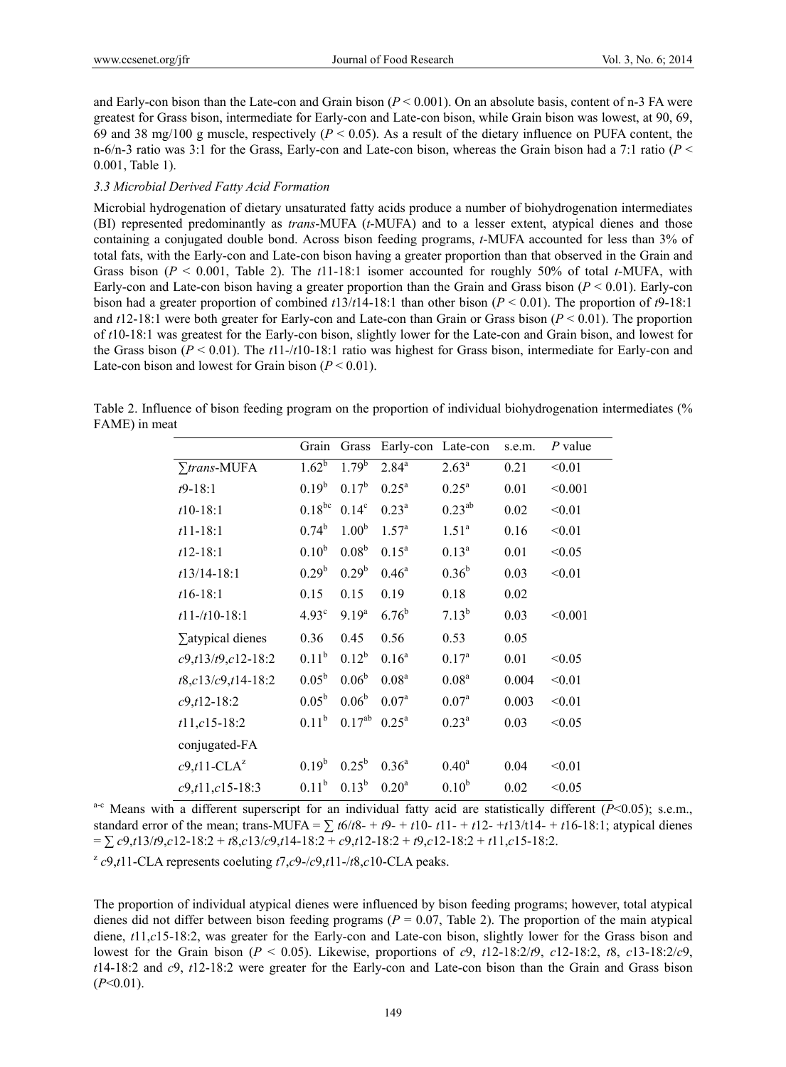and Early-con bison than the Late-con and Grain bison ($P < 0.001$). On an absolute basis, content of n-3 FA were greatest for Grass bison, intermediate for Early-con and Late-con bison, while Grain bison was lowest, at 90, 69, 69 and 38 mg/100 g muscle, respectively ($P < 0.05$). As a result of the dietary influence on PUFA content, the n-6/n-3 ratio was 3:1 for the Grass, Early-con and Late-con bison, whereas the Grain bison had a 7:1 ratio ($P < 0.001$, Table 1).

### *3.3 Microbial Derived Fatty Acid Formation*

Microbial hydrogenation of dietary unsaturated fatty acids produce a number of biohydrogenation intermediates (BI) represented predominantly as *trans*-MUFA (*t*-MUFA) and to a lesser extent, atypical dienes and those containing a conjugated double bond. Across bison feeding programs, *t*-MUFA accounted for less than 3% of total fats, with the Early-con and Late-con bison having a greater proportion than that observed in the Grain and Grass bison ($P < 0.001$, Table 2). The *t*11-18:1 isomer accounted for roughly 50% of total *t*-MUFA, with Early-con and Late-con bison having a greater proportion than the Grain and Grass bison ($P < 0.01$). Early-con bison had a greater proportion of combined *t*13/*t*14-18:1 than other bison ($P < 0.01$). The proportion of *t*9-18:1 and *t*12-18:1 were both greater for Early-con and Late-con than Grain or Grass bison ($P < 0.01$). The proportion of *t*10-18:1 was greatest for the Early-con bison, slightly lower for the Late-con and Grain bison, and lowest for the Grass bison ($P < 0.01$). The *t*11-/*t*10-18:1 ratio was highest for Grass bison, intermediate for Early-con and Late-con bison and lowest for Grain bison ($P < 0.01$).

Table 2. Influence of bison feeding program on the proportion of individual biohydrogenation intermediates (% FAME) in meat

| | Grain | Grass | Early-con | Late-con | s.e.m. | *P* value |
|---|---|---|---|---|---|---|
| ∑*trans*-MUFA | $1.62^{b}$ | $1.79^{b}$ | $2.84^{a}$ | $2.63^{a}$ | 0.21 | <0.01 |
| *t*9-18:1 | $0.19^{b}$ | $0.17^{b}$ | $0.25^{a}$ | $0.25^{a}$ | 0.01 | <0.001 |
| *t*10-18:1 | $0.18^{bc}$ | $0.14^{c}$ | $0.23^{a}$ | $0.23^{ab}$ | 0.02 | <0.01 |
| *t*11-18:1 | $0.74^{b}$ | $1.00^{b}$ | $1.57^{a}$ | $1.51^{a}$ | 0.16 | <0.01 |
| *t*12-18:1 | $0.10^{b}$ | $0.08^{b}$ | $0.15^{a}$ | $0.13^{a}$ | 0.01 | <0.05 |
| *t*13/14-18:1 | $0.29^{b}$ | $0.29^{b}$ | $0.46^{a}$ | $0.36^{b}$ | 0.03 | <0.01 |
| *t*16-18:1 | 0.15 | 0.15 | 0.19 | 0.18 | 0.02 | |
| *t*11-/*t*10-18:1 | $4.93^{c}$ | $9.19^{a}$ | $6.76^{b}$ | $7.13^{b}$ | 0.03 | <0.001 |
| ∑atypical dienes | 0.36 | 0.45 | 0.56 | 0.53 | 0.05 | |
| *c*9,*t*13/*t*9,*c*12-18:2 | $0.11^{b}$ | $0.12^{b}$ | $0.16^{a}$ | $0.17^{a}$ | 0.01 | <0.05 |
| *t*8,*c*13/*c*9,*t*14-18:2 | $0.05^{b}$ | $0.06^{b}$ | $0.08^{a}$ | $0.08^{a}$ | 0.004 | <0.01 |
| *c*9,*t*12-18:2 | $0.05^{b}$ | $0.06^{b}$ | $0.07^{a}$ | $0.07^{a}$ | 0.003 | <0.01 |
| *t*11,*c*15-18:2 | $0.11^{b}$ | $0.17^{ab}$ | $0.25^{a}$ | $0.23^{a}$ | 0.03 | <0.05 |
| conjugated-FA | | | | | | |
| *c*9,*t*11-CLA[z] | $0.19^{b}$ | $0.25^{b}$ | $0.36^{a}$ | $0.40^{a}$ | 0.04 | <0.01 |
| *c*9,*t*11,*c*15-18:3 | $0.11^{b}$ | $0.13^{b}$ | $0.20^{a}$ | $0.10^{b}$ | 0.02 | <0.05 |

[a-c] Means with a different superscript for an individual fatty acid are statistically different ($P<0.05$); s.e.m., standard error of the mean; trans-MUFA = ∑ *t*6/*t*8- + *t*9- + *t*10- *t*11- + *t*12- +*t*13/t14- + *t*16-18:1; atypical dienes = ∑ *c*9,*t*13/*t*9,*c*12-18:2 + *t*8,*c*13/*c*9,*t*14-18:2 + *c*9,*t*12-18:2 + *t*9,*c*12-18:2 + *t*11,*c*15-18:2.

[z] *c*9,*t*11-CLA represents coeluting *t*7,*c*9-/*c*9,*t*11-/*t*8,*c*10-CLA peaks.

The proportion of individual atypical dienes were influenced by bison feeding programs; however, total atypical dienes did not differ between bison feeding programs ($P = 0.07$, Table 2). The proportion of the main atypical diene, *t*11,*c*15-18:2, was greater for the Early-con and Late-con bison, slightly lower for the Grass bison and lowest for the Grain bison ($P < 0.05$). Likewise, proportions of *c*9, *t*12-18:2/*t*9, *c*12-18:2, *t*8, *c*13-18:2/*c*9, *t*14-18:2 and *c*9, *t*12-18:2 were greater for the Early-con and Late-con bison than the Grain and Grass bison ($P<0.01$).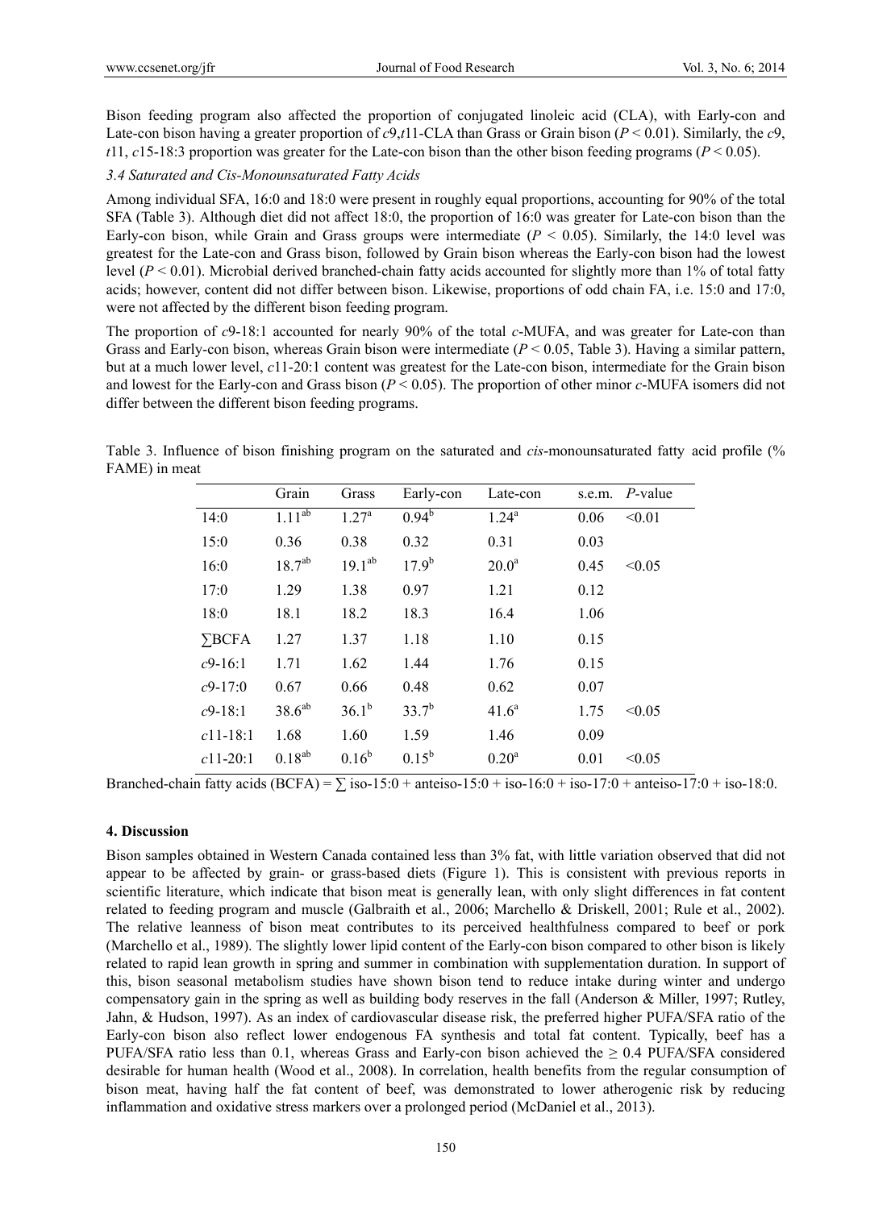Bison feeding program also affected the proportion of conjugated linoleic acid (CLA), with Early-con and Late-con bison having a greater proportion of *c*9,*t*11-CLA than Grass or Grain bison ($P < 0.01$). Similarly, the *c*9, *t*11, *c*15-18:3 proportion was greater for the Late-con bison than the other bison feeding programs ($P < 0.05$).

### *3.4 Saturated and Cis-Monounsaturated Fatty Acids*

Among individual SFA, 16:0 and 18:0 were present in roughly equal proportions, accounting for 90% of the total SFA (Table 3). Although diet did not affect 18:0, the proportion of 16:0 was greater for Late-con bison than the Early-con bison, while Grain and Grass groups were intermediate ($P < 0.05$). Similarly, the 14:0 level was greatest for the Late-con and Grass bison, followed by Grain bison whereas the Early-con bison had the lowest level ($P < 0.01$). Microbial derived branched-chain fatty acids accounted for slightly more than 1% of total fatty acids; however, content did not differ between bison. Likewise, proportions of odd chain FA, i.e. 15:0 and 17:0, were not affected by the different bison feeding program.

The proportion of *c*9-18:1 accounted for nearly 90% of the total *c*-MUFA, and was greater for Late-con than Grass and Early-con bison, whereas Grain bison were intermediate ($P < 0.05$, Table 3). Having a similar pattern, but at a much lower level, *c*11-20:1 content was greatest for the Late-con bison, intermediate for the Grain bison and lowest for the Early-con and Grass bison ($P < 0.05$). The proportion of other minor *c*-MUFA isomers did not differ between the different bison feeding programs.

Table 3. Influence of bison finishing program on the saturated and *cis*-monounsaturated fatty acid profile (% FAME) in meat

| | Grain | Grass | Early-con | Late-con | s.e.m. | *P*-value |
|---|---|---|---|---|---|---|
| 14:0 | $1.11^{ab}$ | $1.27^{a}$ | $0.94^{b}$ | $1.24^{a}$ | 0.06 | <0.01 |
| 15:0 | 0.36 | 0.38 | 0.32 | 0.31 | 0.03 | |
| 16:0 | $18.7^{ab}$ | $19.1^{ab}$ | $17.9^{b}$ | $20.0^{a}$ | 0.45 | <0.05 |
| 17:0 | 1.29 | 1.38 | 0.97 | 1.21 | 0.12 | |
| 18:0 | 18.1 | 18.2 | 18.3 | 16.4 | 1.06 | |
| ∑BCFA | 1.27 | 1.37 | 1.18 | 1.10 | 0.15 | |
| *c*9-16:1 | 1.71 | 1.62 | 1.44 | 1.76 | 0.15 | |
| *c*9-17:0 | 0.67 | 0.66 | 0.48 | 0.62 | 0.07 | |
| *c*9-18:1 | $38.6^{ab}$ | $36.1^{b}$ | $33.7^{b}$ | $41.6^{a}$ | 1.75 | <0.05 |
| *c*11-18:1 | 1.68 | 1.60 | 1.59 | 1.46 | 0.09 | |
| *c*11-20:1 | $0.18^{ab}$ | $0.16^{b}$ | $0.15^{b}$ | $0.20^{a}$ | 0.01 | <0.05 |

Branched-chain fatty acids (BCFA) = ∑ iso-15:0 + anteiso-15:0 + iso-16:0 + iso-17:0 + anteiso-17:0 + iso-18:0.

## 4. Discussion

Bison samples obtained in Western Canada contained less than 3% fat, with little variation observed that did not appear to be affected by grain- or grass-based diets (Figure 1). This is consistent with previous reports in scientific literature, which indicate that bison meat is generally lean, with only slight differences in fat content related to feeding program and muscle (Galbraith et al., 2006; Marchello & Driskell, 2001; Rule et al., 2002). The relative leanness of bison meat contributes to its perceived healthfulness compared to beef or pork (Marchello et al., 1989). The slightly lower lipid content of the Early-con bison compared to other bison is likely related to rapid lean growth in spring and summer in combination with supplementation duration. In support of this, bison seasonal metabolism studies have shown bison tend to reduce intake during winter and undergo compensatory gain in the spring as well as building body reserves in the fall (Anderson & Miller, 1997; Rutley, Jahn, & Hudson, 1997). As an index of cardiovascular disease risk, the preferred higher PUFA/SFA ratio of the Early-con bison also reflect lower endogenous FA synthesis and total fat content. Typically, beef has a PUFA/SFA ratio less than 0.1, whereas Grass and Early-con bison achieved the ≥ 0.4 PUFA/SFA considered desirable for human health (Wood et al., 2008). In correlation, health benefits from the regular consumption of bison meat, having half the fat content of beef, was demonstrated to lower atherogenic risk by reducing inflammation and oxidative stress markers over a prolonged period (McDaniel et al., 2013).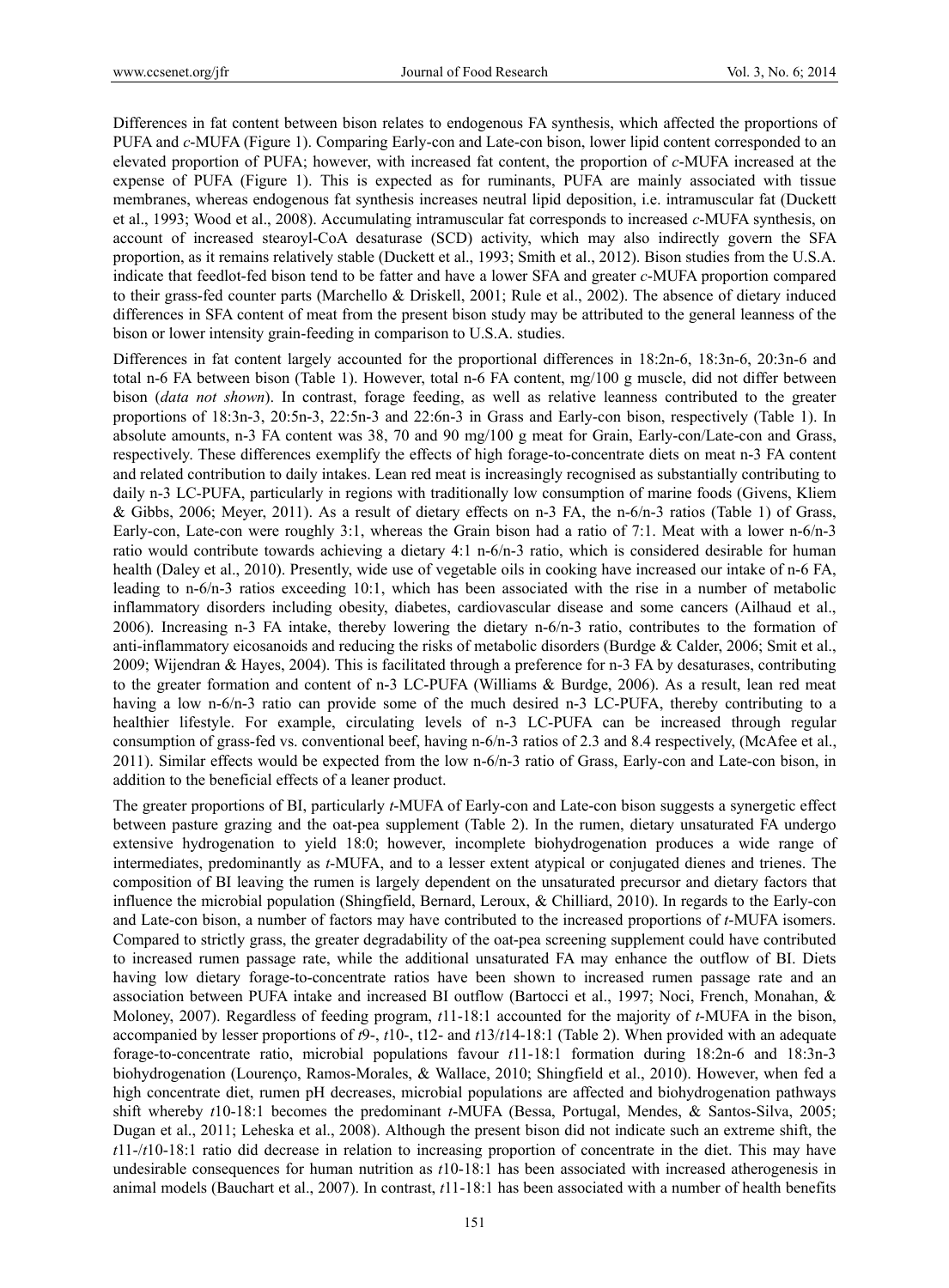Differences in fat content between bison relates to endogenous FA synthesis, which affected the proportions of PUFA and *c*-MUFA (Figure 1). Comparing Early-con and Late-con bison, lower lipid content corresponded to an elevated proportion of PUFA; however, with increased fat content, the proportion of *c*-MUFA increased at the expense of PUFA (Figure 1). This is expected as for ruminants, PUFA are mainly associated with tissue membranes, whereas endogenous fat synthesis increases neutral lipid deposition, i.e. intramuscular fat (Duckett et al., 1993; Wood et al., 2008). Accumulating intramuscular fat corresponds to increased *c*-MUFA synthesis, on account of increased stearoyl-CoA desaturase (SCD) activity, which may also indirectly govern the SFA proportion, as it remains relatively stable (Duckett et al., 1993; Smith et al., 2012). Bison studies from the U.S.A. indicate that feedlot-fed bison tend to be fatter and have a lower SFA and greater *c*-MUFA proportion compared to their grass-fed counter parts (Marchello & Driskell, 2001; Rule et al., 2002). The absence of dietary induced differences in SFA content of meat from the present bison study may be attributed to the general leanness of the bison or lower intensity grain-feeding in comparison to U.S.A. studies.

Differences in fat content largely accounted for the proportional differences in 18:2n-6, 18:3n-6, 20:3n-6 and total n-6 FA between bison (Table 1). However, total n-6 FA content, mg/100 g muscle, did not differ between bison (*data not shown*). In contrast, forage feeding, as well as relative leanness contributed to the greater proportions of 18:3n-3, 20:5n-3, 22:5n-3 and 22:6n-3 in Grass and Early-con bison, respectively (Table 1). In absolute amounts, n-3 FA content was 38, 70 and 90 mg/100 g meat for Grain, Early-con/Late-con and Grass, respectively. These differences exemplify the effects of high forage-to-concentrate diets on meat n-3 FA content and related contribution to daily intakes. Lean red meat is increasingly recognised as substantially contributing to daily n-3 LC-PUFA, particularly in regions with traditionally low consumption of marine foods (Givens, Kliem & Gibbs, 2006; Meyer, 2011). As a result of dietary effects on n-3 FA, the n-6/n-3 ratios (Table 1) of Grass, Early-con, Late-con were roughly 3:1, whereas the Grain bison had a ratio of 7:1. Meat with a lower n-6/n-3 ratio would contribute towards achieving a dietary 4:1 n-6/n-3 ratio, which is considered desirable for human health (Daley et al., 2010). Presently, wide use of vegetable oils in cooking have increased our intake of n-6 FA, leading to n-6/n-3 ratios exceeding 10:1, which has been associated with the rise in a number of metabolic inflammatory disorders including obesity, diabetes, cardiovascular disease and some cancers (Ailhaud et al., 2006). Increasing n-3 FA intake, thereby lowering the dietary n-6/n-3 ratio, contributes to the formation of anti-inflammatory eicosanoids and reducing the risks of metabolic disorders (Burdge & Calder, 2006; Smit et al., 2009; Wijendran & Hayes, 2004). This is facilitated through a preference for n-3 FA by desaturases, contributing to the greater formation and content of n-3 LC-PUFA (Williams & Burdge, 2006). As a result, lean red meat having a low n-6/n-3 ratio can provide some of the much desired n-3 LC-PUFA, thereby contributing to a healthier lifestyle. For example, circulating levels of n-3 LC-PUFA can be increased through regular consumption of grass-fed vs. conventional beef, having n-6/n-3 ratios of 2.3 and 8.4 respectively, (McAfee et al., 2011). Similar effects would be expected from the low n-6/n-3 ratio of Grass, Early-con and Late-con bison, in addition to the beneficial effects of a leaner product.

The greater proportions of BI, particularly *t*-MUFA of Early-con and Late-con bison suggests a synergetic effect between pasture grazing and the oat-pea supplement (Table 2). In the rumen, dietary unsaturated FA undergo extensive hydrogenation to yield 18:0; however, incomplete biohydrogenation produces a wide range of intermediates, predominantly as *t*-MUFA, and to a lesser extent atypical or conjugated dienes and trienes. The composition of BI leaving the rumen is largely dependent on the unsaturated precursor and dietary factors that influence the microbial population (Shingfield, Bernard, Leroux, & Chilliard, 2010). In regards to the Early-con and Late-con bison, a number of factors may have contributed to the increased proportions of *t*-MUFA isomers. Compared to strictly grass, the greater degradability of the oat-pea screening supplement could have contributed to increased rumen passage rate, while the additional unsaturated FA may enhance the outflow of BI. Diets having low dietary forage-to-concentrate ratios have been shown to increased rumen passage rate and an association between PUFA intake and increased BI outflow (Bartocci et al., 1997; Noci, French, Monahan, & Moloney, 2007). Regardless of feeding program, *t*11-18:1 accounted for the majority of *t*-MUFA in the bison, accompanied by lesser proportions of *t*9-, *t*10-, t12- and *t*13/*t*14-18:1 (Table 2). When provided with an adequate forage-to-concentrate ratio, microbial populations favour *t*11-18:1 formation during 18:2n-6 and 18:3n-3 biohydrogenation (Lourenço, Ramos-Morales, & Wallace, 2010; Shingfield et al., 2010). However, when fed a high concentrate diet, rumen pH decreases, microbial populations are affected and biohydrogenation pathways shift whereby *t*10-18:1 becomes the predominant *t*-MUFA (Bessa, Portugal, Mendes, & Santos-Silva, 2005; Dugan et al., 2011; Leheska et al., 2008). Although the present bison did not indicate such an extreme shift, the *t*11-/*t*10-18:1 ratio did decrease in relation to increasing proportion of concentrate in the diet. This may have undesirable consequences for human nutrition as *t*10-18:1 has been associated with increased atherogenesis in animal models (Bauchart et al., 2007). In contrast, *t*11-18:1 has been associated with a number of health benefits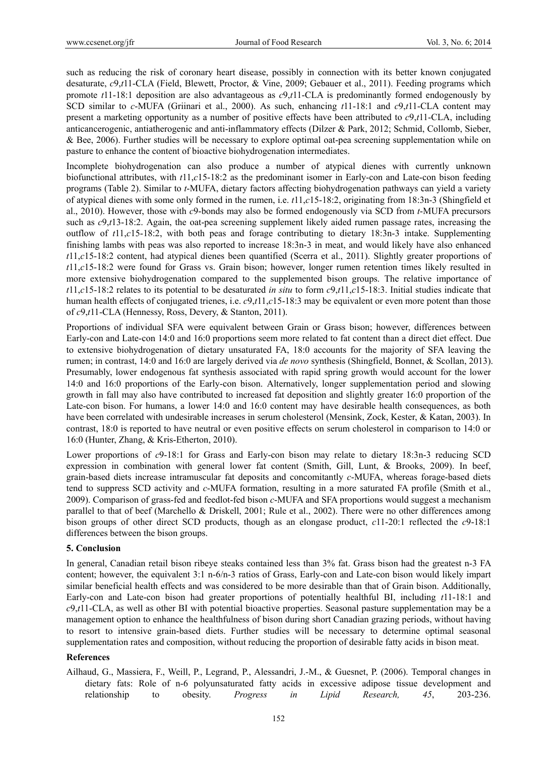such as reducing the risk of coronary heart disease, possibly in connection with its better known conjugated desaturate, *c*9,*t*11-CLA (Field, Blewett, Proctor, & Vine, 2009; Gebauer et al., 2011). Feeding programs which promote *t*11-18:1 deposition are also advantageous as *c*9,*t*11-CLA is predominantly formed endogenously by SCD similar to *c*-MUFA (Griinari et al., 2000). As such, enhancing *t*11-18:1 and *c*9,*t*11-CLA content may present a marketing opportunity as a number of positive effects have been attributed to *c*9,*t*11-CLA, including anticancerogenic, antiatherogenic and anti-inflammatory effects (Dilzer & Park, 2012; Schmid, Collomb, Sieber, & Bee, 2006). Further studies will be necessary to explore optimal oat-pea screening supplementation while on pasture to enhance the content of bioactive biohydrogenation intermediates.

Incomplete biohydrogenation can also produce a number of atypical dienes with currently unknown biofunctional attributes, with *t*11,*c*15-18:2 as the predominant isomer in Early-con and Late-con bison feeding programs (Table 2). Similar to *t*-MUFA, dietary factors affecting biohydrogenation pathways can yield a variety of atypical dienes with some only formed in the rumen, i.e. *t*11,*c*15-18:2, originating from 18:3n-3 (Shingfield et al., 2010). However, those with *c*9-bonds may also be formed endogenously via SCD from *t*-MUFA precursors such as *c*9,*t*13-18:2. Again, the oat-pea screening supplement likely aided rumen passage rates, increasing the outflow of *t*11,*c*15-18:2, with both peas and forage contributing to dietary 18:3n-3 intake. Supplementing finishing lambs with peas was also reported to increase 18:3n-3 in meat, and would likely have also enhanced *t*11,*c*15-18:2 content, had atypical dienes been quantified (Scerra et al., 2011). Slightly greater proportions of *t*11,*c*15-18:2 were found for Grass vs. Grain bison; however, longer rumen retention times likely resulted in more extensive biohydrogenation compared to the supplemented bison groups. The relative importance of *t*11,*c*15-18:2 relates to its potential to be desaturated *in situ* to form *c*9,*t*11,*c*15-18:3. Initial studies indicate that human health effects of conjugated trienes, i.e. *c*9,*t*11,*c*15-18:3 may be equivalent or even more potent than those of *c*9,*t*11-CLA (Hennessy, Ross, Devery, & Stanton, 2011).

Proportions of individual SFA were equivalent between Grain or Grass bison; however, differences between Early-con and Late-con 14:0 and 16:0 proportions seem more related to fat content than a direct diet effect. Due to extensive biohydrogenation of dietary unsaturated FA, 18:0 accounts for the majority of SFA leaving the rumen; in contrast, 14:0 and 16:0 are largely derived via *de novo* synthesis (Shingfield, Bonnet, & Scollan, 2013). Presumably, lower endogenous fat synthesis associated with rapid spring growth would account for the lower 14:0 and 16:0 proportions of the Early-con bison. Alternatively, longer supplementation period and slowing growth in fall may also have contributed to increased fat deposition and slightly greater 16:0 proportion of the Late-con bison. For humans, a lower 14:0 and 16:0 content may have desirable health consequences, as both have been correlated with undesirable increases in serum cholesterol (Mensink, Zock, Kester, & Katan, 2003). In contrast, 18:0 is reported to have neutral or even positive effects on serum cholesterol in comparison to 14:0 or 16:0 (Hunter, Zhang, & Kris-Etherton, 2010).

Lower proportions of *c*9-18:1 for Grass and Early-con bison may relate to dietary 18:3n-3 reducing SCD expression in combination with general lower fat content (Smith, Gill, Lunt, & Brooks, 2009). In beef, grain-based diets increase intramuscular fat deposits and concomitantly *c*-MUFA, whereas forage-based diets tend to suppress SCD activity and *c*-MUFA formation, resulting in a more saturated FA profile (Smith et al., 2009). Comparison of grass-fed and feedlot-fed bison *c*-MUFA and SFA proportions would suggest a mechanism parallel to that of beef (Marchello & Driskell, 2001; Rule et al., 2002). There were no other differences among bison groups of other direct SCD products, though as an elongase product, *c*11-20:1 reflected the *c*9-18:1 differences between the bison groups.

## 5. Conclusion

In general, Canadian retail bison ribeye steaks contained less than 3% fat. Grass bison had the greatest n-3 FA content; however, the equivalent 3:1 n-6/n-3 ratios of Grass, Early-con and Late-con bison would likely impart similar beneficial health effects and was considered to be more desirable than that of Grain bison. Additionally, Early-con and Late-con bison had greater proportions of potentially healthful BI, including *t*11-18:1 and *c*9,*t*11-CLA, as well as other BI with potential bioactive properties. Seasonal pasture supplementation may be a management option to enhance the healthfulness of bison during short Canadian grazing periods, without having to resort to intensive grain-based diets. Further studies will be necessary to determine optimal seasonal supplementation rates and composition, without reducing the proportion of desirable fatty acids in bison meat.

## References

Ailhaud, G., Massiera, F., Weill, P., Legrand, P., Alessandri, J.-M., & Guesnet, P. (2006). Temporal changes in dietary fats: Role of n-6 polyunsaturated fatty acids in excessive adipose tissue development and relationship to obesity. *Progress in Lipid Research, 45*, 203-236.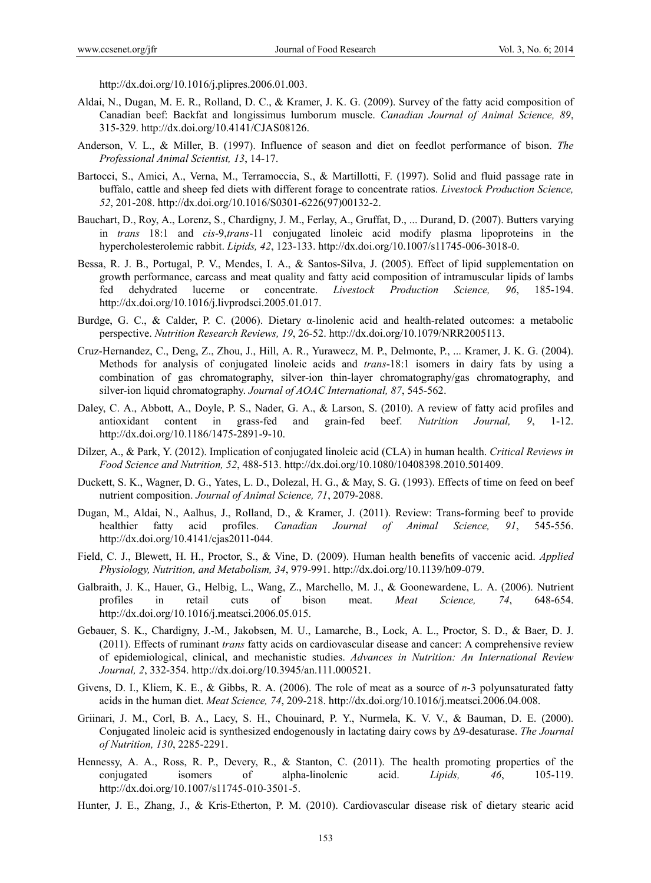http://dx.doi.org/10.1016/j.plipres.2006.01.003.

Aldai, N., Dugan, M. E. R., Rolland, D. C., & Kramer, J. K. G. (2009). Survey of the fatty acid composition of Canadian beef: Backfat and longissimus lumborum muscle. *Canadian Journal of Animal Science, 89*, 315-329. http://dx.doi.org/10.4141/CJAS08126.

Anderson, V. L., & Miller, B. (1997). Influence of season and diet on feedlot performance of bison. *The Professional Animal Scientist, 13*, 14-17.

Bartocci, S., Amici, A., Verna, M., Terramoccia, S., & Martillotti, F. (1997). Solid and fluid passage rate in buffalo, cattle and sheep fed diets with different forage to concentrate ratios. *Livestock Production Science, 52*, 201-208. http://dx.doi.org/10.1016/S0301-6226(97)00132-2.

Bauchart, D., Roy, A., Lorenz, S., Chardigny, J. M., Ferlay, A., Gruffat, D., ... Durand, D. (2007). Butters varying in *trans* 18:1 and *cis*-9,*trans*-11 conjugated linoleic acid modify plasma lipoproteins in the hypercholesterolemic rabbit. *Lipids, 42*, 123-133. http://dx.doi.org/10.1007/s11745-006-3018-0.

Bessa, R. J. B., Portugal, P. V., Mendes, I. A., & Santos-Silva, J. (2005). Effect of lipid supplementation on growth performance, carcass and meat quality and fatty acid composition of intramuscular lipids of lambs fed dehydrated lucerne or concentrate. *Livestock Production Science, 96*, 185-194. http://dx.doi.org/10.1016/j.livprodsci.2005.01.017.

Burdge, G. C., & Calder, P. C. (2006). Dietary α-linolenic acid and health-related outcomes: a metabolic perspective. *Nutrition Research Reviews, 19*, 26-52. http://dx.doi.org/10.1079/NRR2005113.

Cruz-Hernandez, C., Deng, Z., Zhou, J., Hill, A. R., Yurawecz, M. P., Delmonte, P., ... Kramer, J. K. G. (2004). Methods for analysis of conjugated linoleic acids and *trans*-18:1 isomers in dairy fats by using a combination of gas chromatography, silver-ion thin-layer chromatography/gas chromatography, and silver-ion liquid chromatography. *Journal of AOAC International, 87*, 545-562.

Daley, C. A., Abbott, A., Doyle, P. S., Nader, G. A., & Larson, S. (2010). A review of fatty acid profiles and antioxidant content in grass-fed and grain-fed beef. *Nutrition Journal, 9*, 1-12. http://dx.doi.org/10.1186/1475-2891-9-10.

Dilzer, A., & Park, Y. (2012). Implication of conjugated linoleic acid (CLA) in human health. *Critical Reviews in Food Science and Nutrition, 52*, 488-513. http://dx.doi.org/10.1080/10408398.2010.501409.

Duckett, S. K., Wagner, D. G., Yates, L. D., Dolezal, H. G., & May, S. G. (1993). Effects of time on feed on beef nutrient composition. *Journal of Animal Science, 71*, 2079-2088.

Dugan, M., Aldai, N., Aalhus, J., Rolland, D., & Kramer, J. (2011). Review: Trans-forming beef to provide healthier fatty acid profiles. *Canadian Journal of Animal Science, 91*, 545-556. http://dx.doi.org/10.4141/cjas2011-044.

Field, C. J., Blewett, H. H., Proctor, S., & Vine, D. (2009). Human health benefits of vaccenic acid. *Applied Physiology, Nutrition, and Metabolism, 34*, 979-991. http://dx.doi.org/10.1139/h09-079.

Galbraith, J. K., Hauer, G., Helbig, L., Wang, Z., Marchello, M. J., & Goonewardene, L. A. (2006). Nutrient profiles in retail cuts of bison meat. *Meat Science, 74*, 648-654. http://dx.doi.org/10.1016/j.meatsci.2006.05.015.

Gebauer, S. K., Chardigny, J.-M., Jakobsen, M. U., Lamarche, B., Lock, A. L., Proctor, S. D., & Baer, D. J. (2011). Effects of ruminant *trans* fatty acids on cardiovascular disease and cancer: A comprehensive review of epidemiological, clinical, and mechanistic studies. *Advances in Nutrition: An International Review Journal, 2*, 332-354. http://dx.doi.org/10.3945/an.111.000521.

Givens, D. I., Kliem, K. E., & Gibbs, R. A. (2006). The role of meat as a source of *n*-3 polyunsaturated fatty acids in the human diet. *Meat Science, 74*, 209-218. http://dx.doi.org/10.1016/j.meatsci.2006.04.008.

Griinari, J. M., Corl, B. A., Lacy, S. H., Chouinard, P. Y., Nurmela, K. V. V., & Bauman, D. E. (2000). Conjugated linoleic acid is synthesized endogenously in lactating dairy cows by Δ9-desaturase. *The Journal of Nutrition, 130*, 2285-2291.

Hennessy, A. A., Ross, R. P., Devery, R., & Stanton, C. (2011). The health promoting properties of the conjugated isomers of alpha-linolenic acid. *Lipids, 46*, 105-119. http://dx.doi.org/10.1007/s11745-010-3501-5.

Hunter, J. E., Zhang, J., & Kris-Etherton, P. M. (2010). Cardiovascular disease risk of dietary stearic acid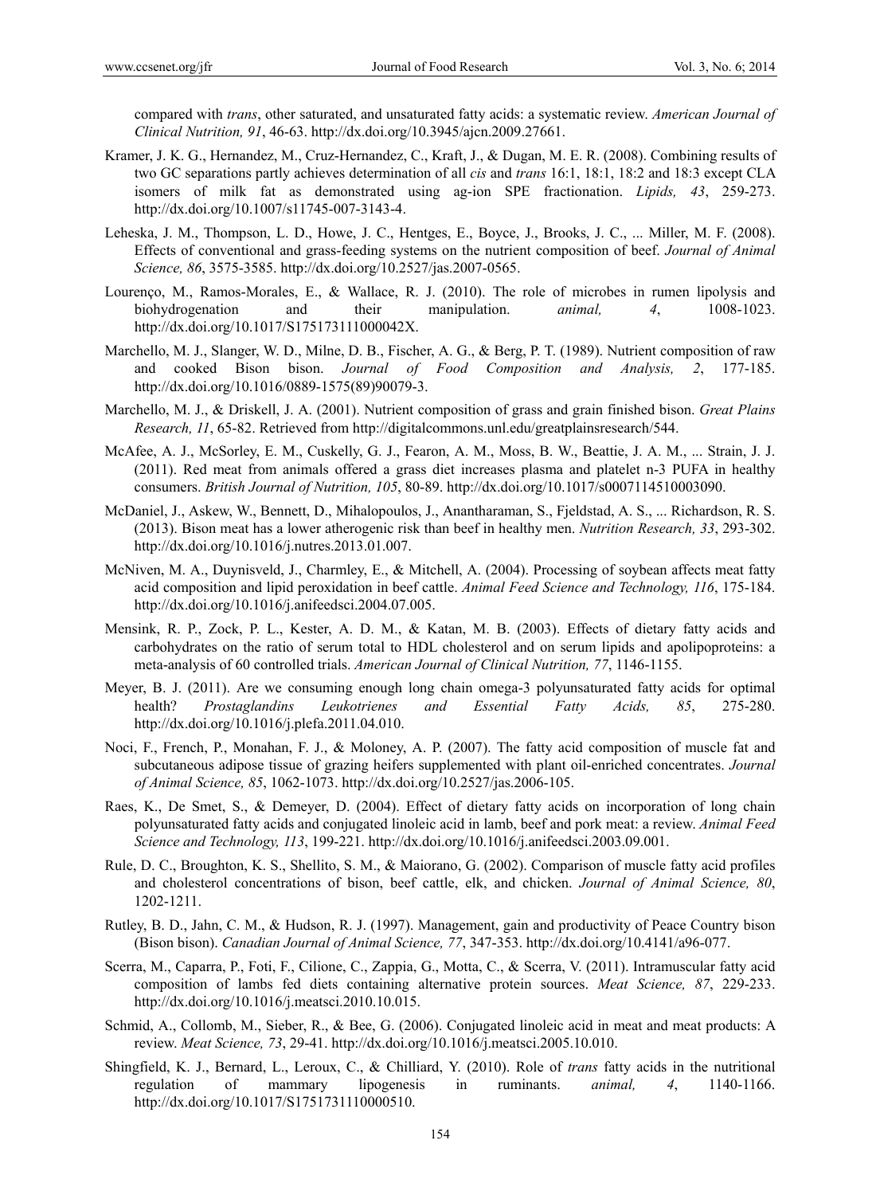compared with *trans*, other saturated, and unsaturated fatty acids: a systematic review. *American Journal of Clinical Nutrition, 91*, 46-63. http://dx.doi.org/10.3945/ajcn.2009.27661.

Kramer, J. K. G., Hernandez, M., Cruz-Hernandez, C., Kraft, J., & Dugan, M. E. R. (2008). Combining results of two GC separations partly achieves determination of all *cis* and *trans* 16:1, 18:1, 18:2 and 18:3 except CLA isomers of milk fat as demonstrated using ag-ion SPE fractionation. *Lipids, 43*, 259-273. http://dx.doi.org/10.1007/s11745-007-3143-4.

Leheska, J. M., Thompson, L. D., Howe, J. C., Hentges, E., Boyce, J., Brooks, J. C., ... Miller, M. F. (2008). Effects of conventional and grass-feeding systems on the nutrient composition of beef. *Journal of Animal Science, 86*, 3575-3585. http://dx.doi.org/10.2527/jas.2007-0565.

Lourenço, M., Ramos-Morales, E., & Wallace, R. J. (2010). The role of microbes in rumen lipolysis and biohydrogenation and their manipulation. *animal, 4*, 1008-1023. http://dx.doi.org/10.1017/S175173111000042X.

Marchello, M. J., Slanger, W. D., Milne, D. B., Fischer, A. G., & Berg, P. T. (1989). Nutrient composition of raw and cooked Bison bison. *Journal of Food Composition and Analysis, 2*, 177-185. http://dx.doi.org/10.1016/0889-1575(89)90079-3.

Marchello, M. J., & Driskell, J. A. (2001). Nutrient composition of grass and grain finished bison. *Great Plains Research, 11*, 65-82. Retrieved from http://digitalcommons.unl.edu/greatplainsresearch/544.

McAfee, A. J., McSorley, E. M., Cuskelly, G. J., Fearon, A. M., Moss, B. W., Beattie, J. A. M., ... Strain, J. J. (2011). Red meat from animals offered a grass diet increases plasma and platelet n-3 PUFA in healthy consumers. *British Journal of Nutrition, 105*, 80-89. http://dx.doi.org/10.1017/s0007114510003090.

McDaniel, J., Askew, W., Bennett, D., Mihalopoulos, J., Anantharaman, S., Fjeldstad, A. S., ... Richardson, R. S. (2013). Bison meat has a lower atherogenic risk than beef in healthy men. *Nutrition Research, 33*, 293-302. http://dx.doi.org/10.1016/j.nutres.2013.01.007.

McNiven, M. A., Duynisveld, J., Charmley, E., & Mitchell, A. (2004). Processing of soybean affects meat fatty acid composition and lipid peroxidation in beef cattle. *Animal Feed Science and Technology, 116*, 175-184. http://dx.doi.org/10.1016/j.anifeedsci.2004.07.005.

Mensink, R. P., Zock, P. L., Kester, A. D. M., & Katan, M. B. (2003). Effects of dietary fatty acids and carbohydrates on the ratio of serum total to HDL cholesterol and on serum lipids and apolipoproteins: a meta-analysis of 60 controlled trials. *American Journal of Clinical Nutrition, 77*, 1146-1155.

Meyer, B. J. (2011). Are we consuming enough long chain omega-3 polyunsaturated fatty acids for optimal health? *Prostaglandins Leukotrienes and Essential Fatty Acids, 85*, 275-280. http://dx.doi.org/10.1016/j.plefa.2011.04.010.

Noci, F., French, P., Monahan, F. J., & Moloney, A. P. (2007). The fatty acid composition of muscle fat and subcutaneous adipose tissue of grazing heifers supplemented with plant oil-enriched concentrates. *Journal of Animal Science, 85*, 1062-1073. http://dx.doi.org/10.2527/jas.2006-105.

Raes, K., De Smet, S., & Demeyer, D. (2004). Effect of dietary fatty acids on incorporation of long chain polyunsaturated fatty acids and conjugated linoleic acid in lamb, beef and pork meat: a review. *Animal Feed Science and Technology, 113*, 199-221. http://dx.doi.org/10.1016/j.anifeedsci.2003.09.001.

Rule, D. C., Broughton, K. S., Shellito, S. M., & Maiorano, G. (2002). Comparison of muscle fatty acid profiles and cholesterol concentrations of bison, beef cattle, elk, and chicken. *Journal of Animal Science, 80*, 1202-1211.

Rutley, B. D., Jahn, C. M., & Hudson, R. J. (1997). Management, gain and productivity of Peace Country bison (Bison bison). *Canadian Journal of Animal Science, 77*, 347-353. http://dx.doi.org/10.4141/a96-077.

Scerra, M., Caparra, P., Foti, F., Cilione, C., Zappia, G., Motta, C., & Scerra, V. (2011). Intramuscular fatty acid composition of lambs fed diets containing alternative protein sources. *Meat Science, 87*, 229-233. http://dx.doi.org/10.1016/j.meatsci.2010.10.015.

Schmid, A., Collomb, M., Sieber, R., & Bee, G. (2006). Conjugated linoleic acid in meat and meat products: A review. *Meat Science, 73*, 29-41. http://dx.doi.org/10.1016/j.meatsci.2005.10.010.

Shingfield, K. J., Bernard, L., Leroux, C., & Chilliard, Y. (2010). Role of *trans* fatty acids in the nutritional regulation of mammary lipogenesis in ruminants. *animal, 4*, 1140-1166. http://dx.doi.org/10.1017/S1751731110000510.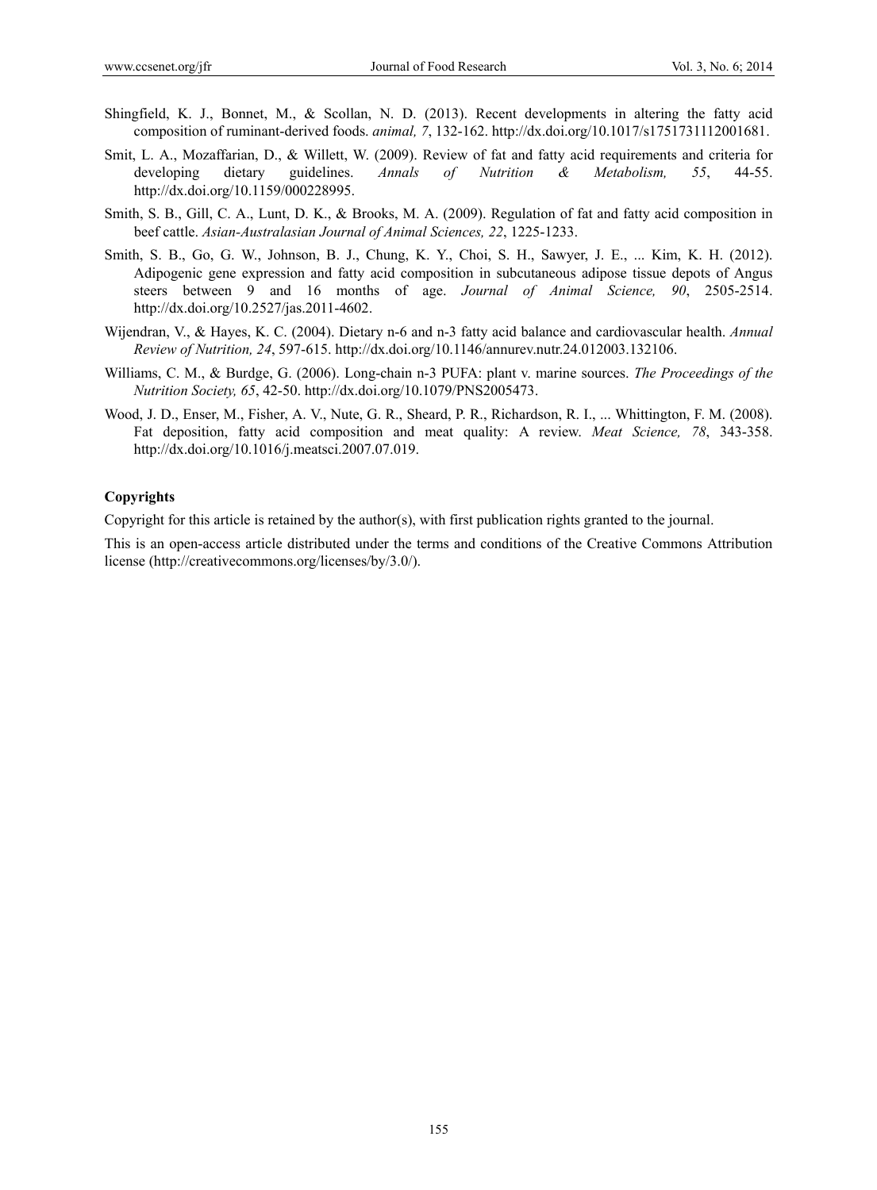Shingfield, K. J., Bonnet, M., & Scollan, N. D. (2013). Recent developments in altering the fatty acid composition of ruminant-derived foods. *animal, 7*, 132-162. http://dx.doi.org/10.1017/s1751731112001681.

Smit, L. A., Mozaffarian, D., & Willett, W. (2009). Review of fat and fatty acid requirements and criteria for developing dietary guidelines. *Annals of Nutrition & Metabolism, 55*, 44-55. http://dx.doi.org/10.1159/000228995.

Smith, S. B., Gill, C. A., Lunt, D. K., & Brooks, M. A. (2009). Regulation of fat and fatty acid composition in beef cattle. *Asian-Australasian Journal of Animal Sciences, 22*, 1225-1233.

Smith, S. B., Go, G. W., Johnson, B. J., Chung, K. Y., Choi, S. H., Sawyer, J. E., ... Kim, K. H. (2012). Adipogenic gene expression and fatty acid composition in subcutaneous adipose tissue depots of Angus steers between 9 and 16 months of age. *Journal of Animal Science, 90*, 2505-2514. http://dx.doi.org/10.2527/jas.2011-4602.

Wijendran, V., & Hayes, K. C. (2004). Dietary n-6 and n-3 fatty acid balance and cardiovascular health. *Annual Review of Nutrition, 24*, 597-615. http://dx.doi.org/10.1146/annurev.nutr.24.012003.132106.

Williams, C. M., & Burdge, G. (2006). Long-chain n-3 PUFA: plant v. marine sources. *The Proceedings of the Nutrition Society, 65*, 42-50. http://dx.doi.org/10.1079/PNS2005473.

Wood, J. D., Enser, M., Fisher, A. V., Nute, G. R., Sheard, P. R., Richardson, R. I., ... Whittington, F. M. (2008). Fat deposition, fatty acid composition and meat quality: A review. *Meat Science, 78*, 343-358. http://dx.doi.org/10.1016/j.meatsci.2007.07.019.

**Copyrights**

Copyright for this article is retained by the author(s), with first publication rights granted to the journal.

This is an open-access article distributed under the terms and conditions of the Creative Commons Attribution license (http://creativecommons.org/licenses/by/3.0/).